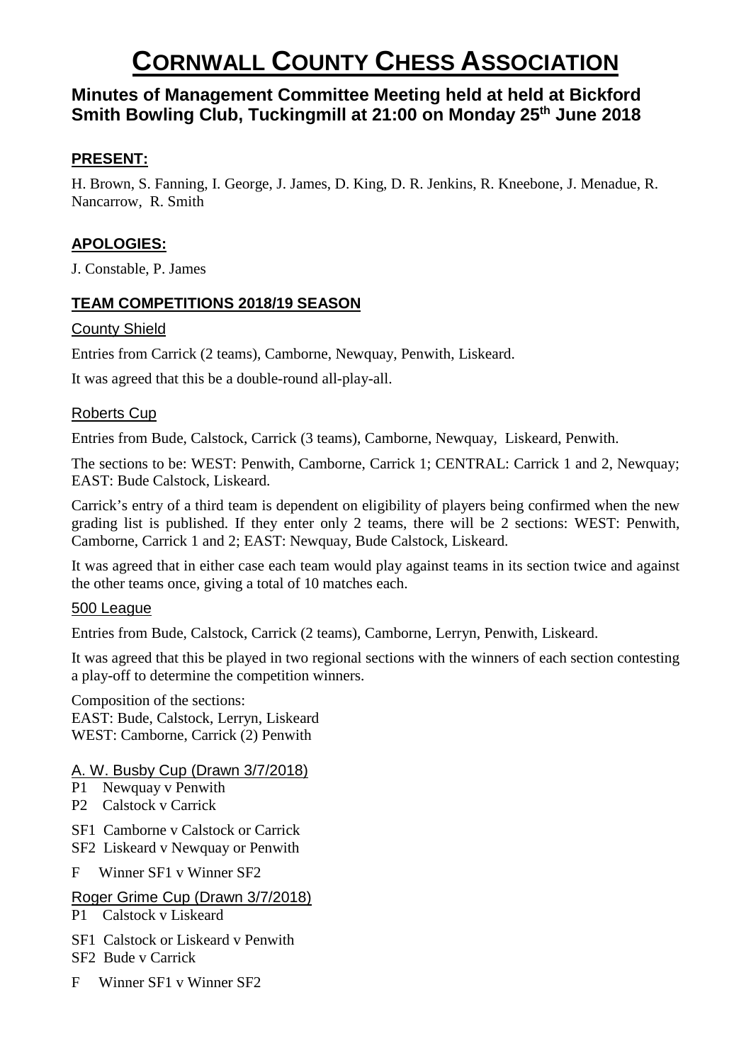# CORNWALL COUNTY CHESS ASSOCIATION

## Minutes of Management Committee Meeting held at held at Bickford Smith Bowling Club, Tuckingmill at 21:00 on Monday 25th June 2018

### PRESENT:

H. Brown, S. Fanning, I. George, J. James, D. King, D. R. Jenkins, R. Kneebone, J. Menadue, R. Nancarrow, R. Smith

### APOLOGIES:

J. Constable, P. James

### TEAM COMPETITIONS 2018/19 SEASON

#### County Shield

Entries from Carrick (2 teams), Camborne, Newquay, Penwith, Liskeard.

It was agreed that this be a double-round all-play-all.

#### Roberts Cup

Entries from Bude, Calstock, Carrick (3 teams), Camborne, Newquay, Liskeard, Penwith.

The sections to be: WEST: Penwith, Camborne, Carrick 1; CENTRAL: Carrick 1 and 2, Newquay; EAST: Bude Calstock, Liskeard.

Carrick's entry of a third team is dependent on eligibility of players being confirmed when the new grading list is published. If they enter only 2 teams, there will be 2 sections: WEST: Penwith, Camborne, Carrick 1 and 2; EAST: Newquay, Bude Calstock, Liskeard.

It was agreed that in either case each team would play against teams in its section twice and against the other teams once, giving a total of 10 matches each.

#### 500 League

Entries from Bude, Calstock, Carrick (2 teams), Camborne, Lerryn, Penwith, Liskeard.

It was agreed that this be played in two regional sections with the winners of each section contesting a play-off to determine the competition winners.

Composition of the sections:
EAST: Bude, Calstock, Lerryn, Liskeard
WEST: Camborne, Carrick (2) Penwith

#### A. W. Busby Cup (Drawn 3/7/2018)

P1 Newquay v Penwith
P2 Calstock v Carrick

SF1 Camborne v Calstock or Carrick
SF2 Liskeard v Newquay or Penwith

F Winner SF1 v Winner SF2

#### Roger Grime Cup (Drawn 3/7/2018)

P1 Calstock v Liskeard

SF1 Calstock or Liskeard v Penwith
SF2 Bude v Carrick

F Winner SF1 v Winner SF2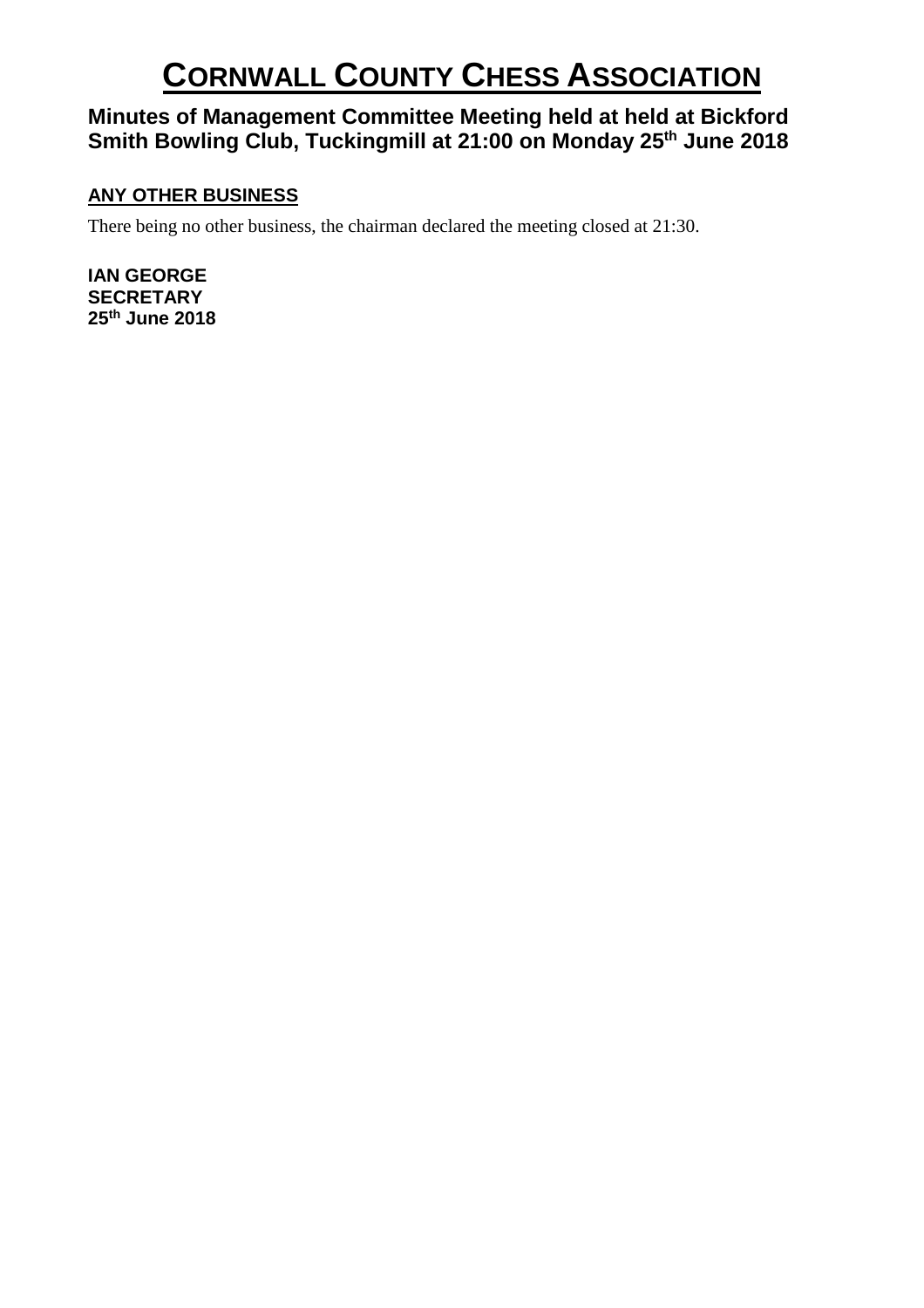# CORNWALL COUNTY CHESS ASSOCIATION

## Minutes of Management Committee Meeting held at held at Bickford Smith Bowling Club, Tuckingmill at 21:00 on Monday 25th June 2018

### ANY OTHER BUSINESS

There being no other business, the chairman declared the meeting closed at 21:30.

**IAN GEORGE**
**SECRETARY**
**25th June 2018**